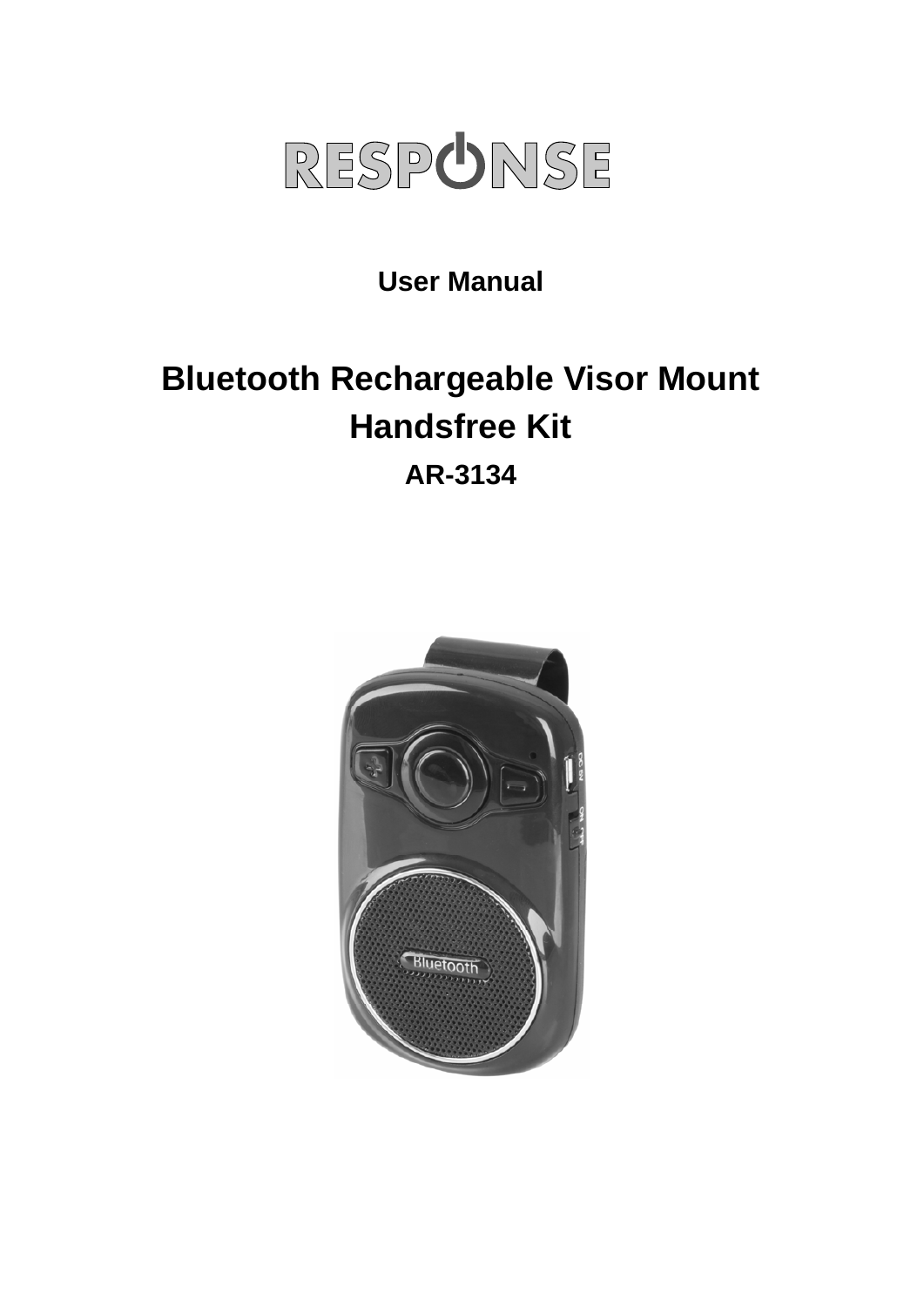RESPONSE

**User Manual**

# Bluetooth Rechargeable Visor Mount Handsfree Kit

**AR-3134**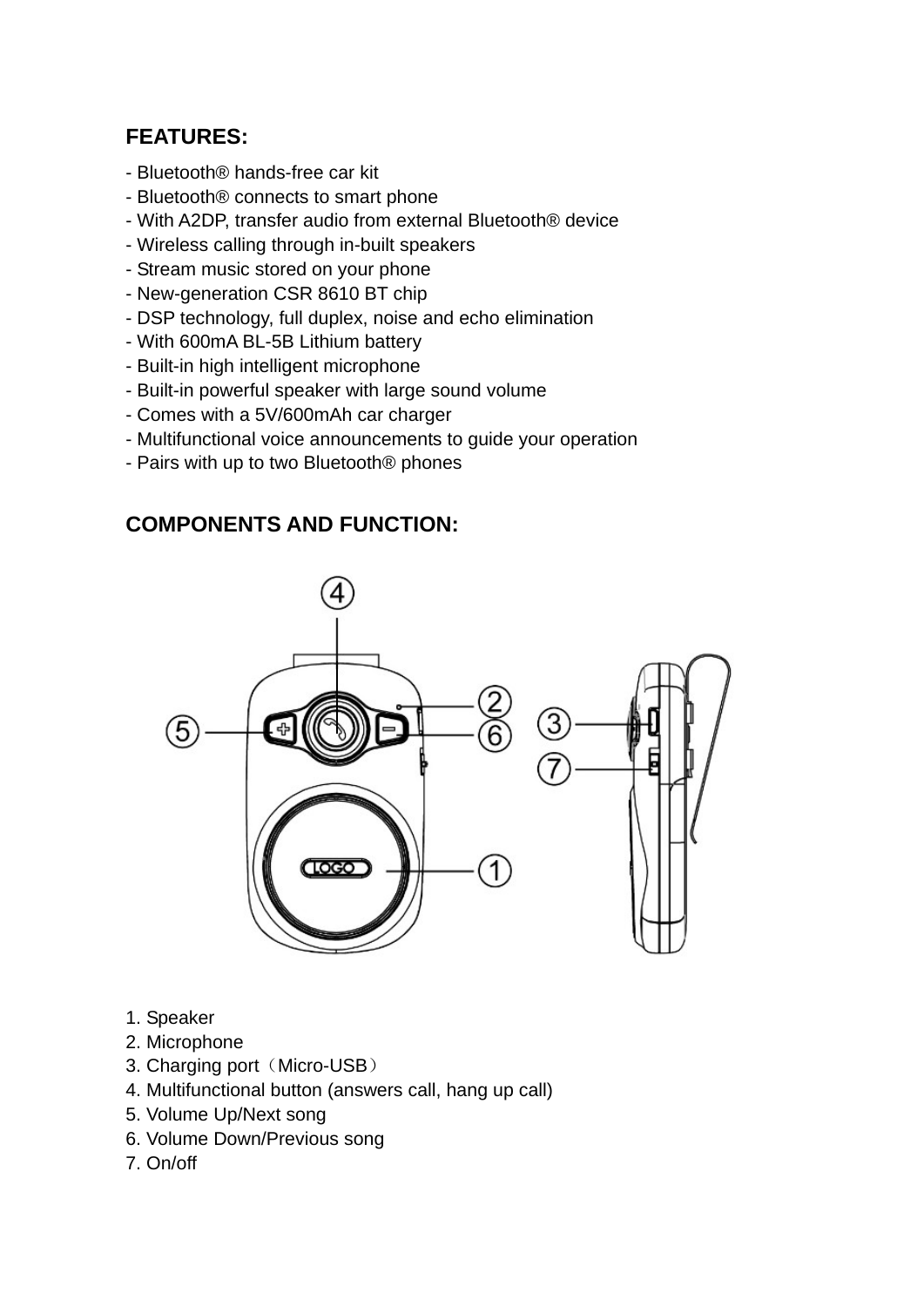## FEATURES:

- Bluetooth® hands-free car kit
- Bluetooth® connects to smart phone
- With A2DP, transfer audio from external Bluetooth® device
- Wireless calling through in-built speakers
- Stream music stored on your phone
- New-generation CSR 8610 BT chip
- DSP technology, full duplex, noise and echo elimination
- With 600mA BL-5B Lithium battery
- Built-in high intelligent microphone
- Built-in powerful speaker with large sound volume
- Comes with a 5V/600mAh car charger
- Multifunctional voice announcements to guide your operation
- Pairs with up to two Bluetooth® phones

## COMPONENTS AND FUNCTION:

1. Speaker
2. Microphone
3. Charging port（Micro-USB）
4. Multifunctional button (answers call, hang up call)
5. Volume Up/Next song
6. Volume Down/Previous song
7. On/off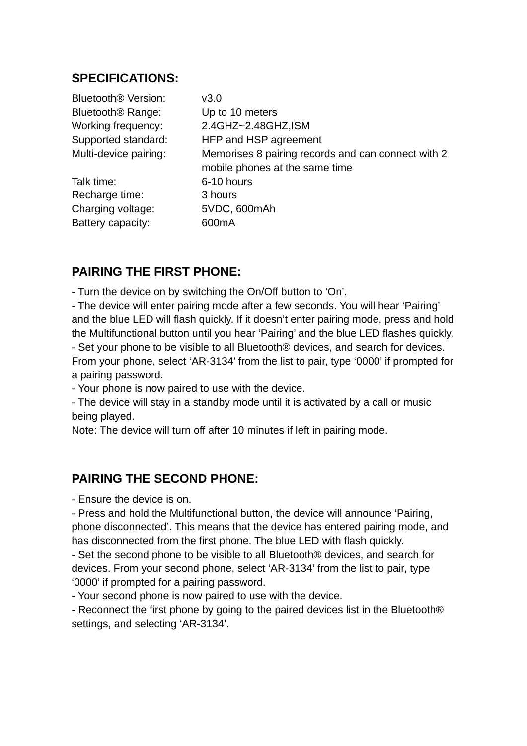## SPECIFICATIONS:

| | |
|---|---|
| Bluetooth® Version: | v3.0 |
| Bluetooth® Range: | Up to 10 meters |
| Working frequency: | 2.4GHZ~2.48GHZ,ISM |
| Supported standard: | HFP and HSP agreement |
| Multi-device pairing: | Memorises 8 pairing records and can connect with 2 mobile phones at the same time |
| Talk time: | 6-10 hours |
| Recharge time: | 3 hours |
| Charging voltage: | 5VDC, 600mAh |
| Battery capacity: | 600mA |

## PAIRING THE FIRST PHONE:

- Turn the device on by switching the On/Off button to 'On'.
- The device will enter pairing mode after a few seconds. You will hear 'Pairing' and the blue LED will flash quickly. If it doesn't enter pairing mode, press and hold the Multifunctional button until you hear 'Pairing' and the blue LED flashes quickly.
- Set your phone to be visible to all Bluetooth® devices, and search for devices. From your phone, select 'AR-3134' from the list to pair, type '0000' if prompted for a pairing password.
- Your phone is now paired to use with the device.
- The device will stay in a standby mode until it is activated by a call or music being played.

Note: The device will turn off after 10 minutes if left in pairing mode.

## PAIRING THE SECOND PHONE:

- Ensure the device is on.
- Press and hold the Multifunctional button, the device will announce 'Pairing, phone disconnected'. This means that the device has entered pairing mode, and has disconnected from the first phone. The blue LED with flash quickly.
- Set the second phone to be visible to all Bluetooth® devices, and search for devices. From your second phone, select 'AR-3134' from the list to pair, type '0000' if prompted for a pairing password.
- Your second phone is now paired to use with the device.
- Reconnect the first phone by going to the paired devices list in the Bluetooth® settings, and selecting 'AR-3134'.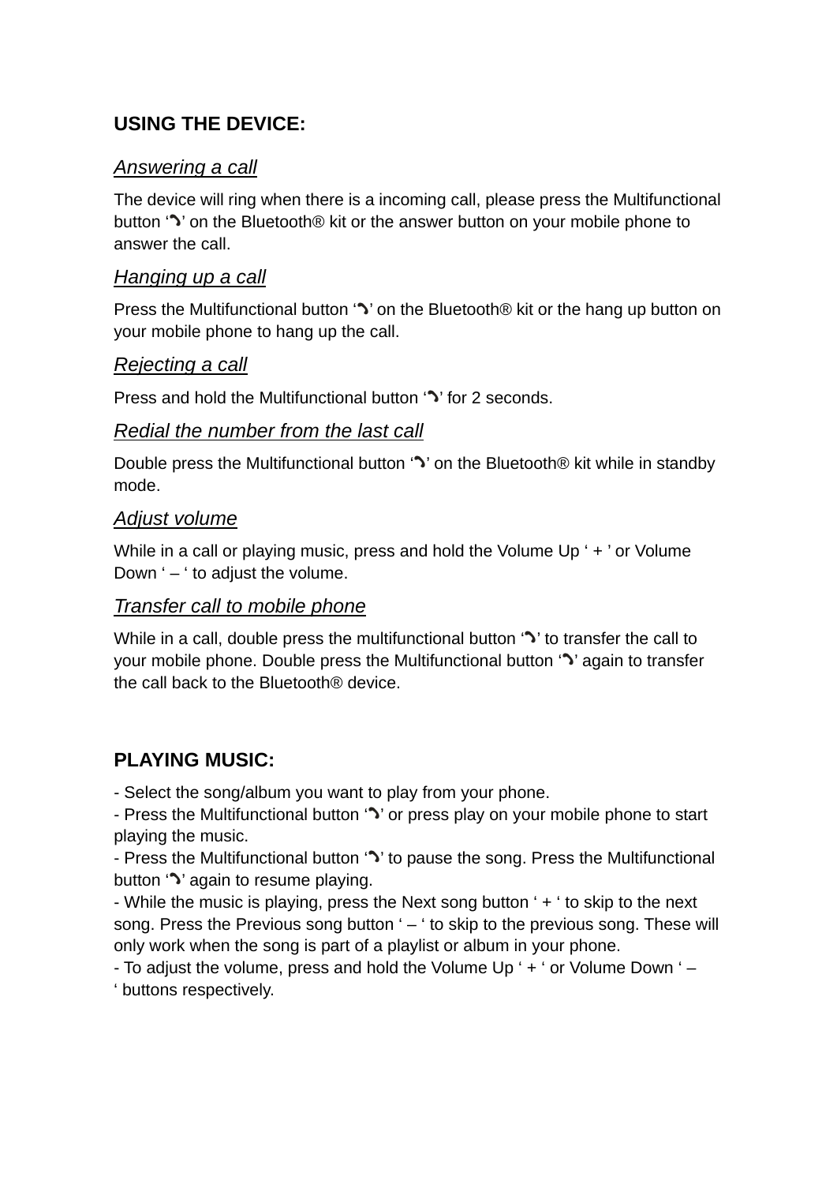## USING THE DEVICE:

### *Answering a call*

The device will ring when there is a incoming call, please press the Multifunctional button '☎' on the Bluetooth® kit or the answer button on your mobile phone to answer the call.

### *Hanging up a call*

Press the Multifunctional button '☎' on the Bluetooth® kit or the hang up button on your mobile phone to hang up the call.

### *Rejecting a call*

Press and hold the Multifunctional button '☎' for 2 seconds.

### *Redial the number from the last call*

Double press the Multifunctional button '☎' on the Bluetooth® kit while in standby mode.

### *Adjust volume*

While in a call or playing music, press and hold the Volume Up ' + ' or Volume Down ' – ' to adjust the volume.

### *Transfer call to mobile phone*

While in a call, double press the multifunctional button '☎' to transfer the call to your mobile phone. Double press the Multifunctional button '☎' again to transfer the call back to the Bluetooth® device.

## PLAYING MUSIC:

- Select the song/album you want to play from your phone.
- Press the Multifunctional button '☎' or press play on your mobile phone to start playing the music.
- Press the Multifunctional button '☎' to pause the song. Press the Multifunctional button '☎' again to resume playing.
- While the music is playing, press the Next song button ' + ' to skip to the next song. Press the Previous song button ' – ' to skip to the previous song. These will only work when the song is part of a playlist or album in your phone.
- To adjust the volume, press and hold the Volume Up ' + ' or Volume Down ' – ' buttons respectively.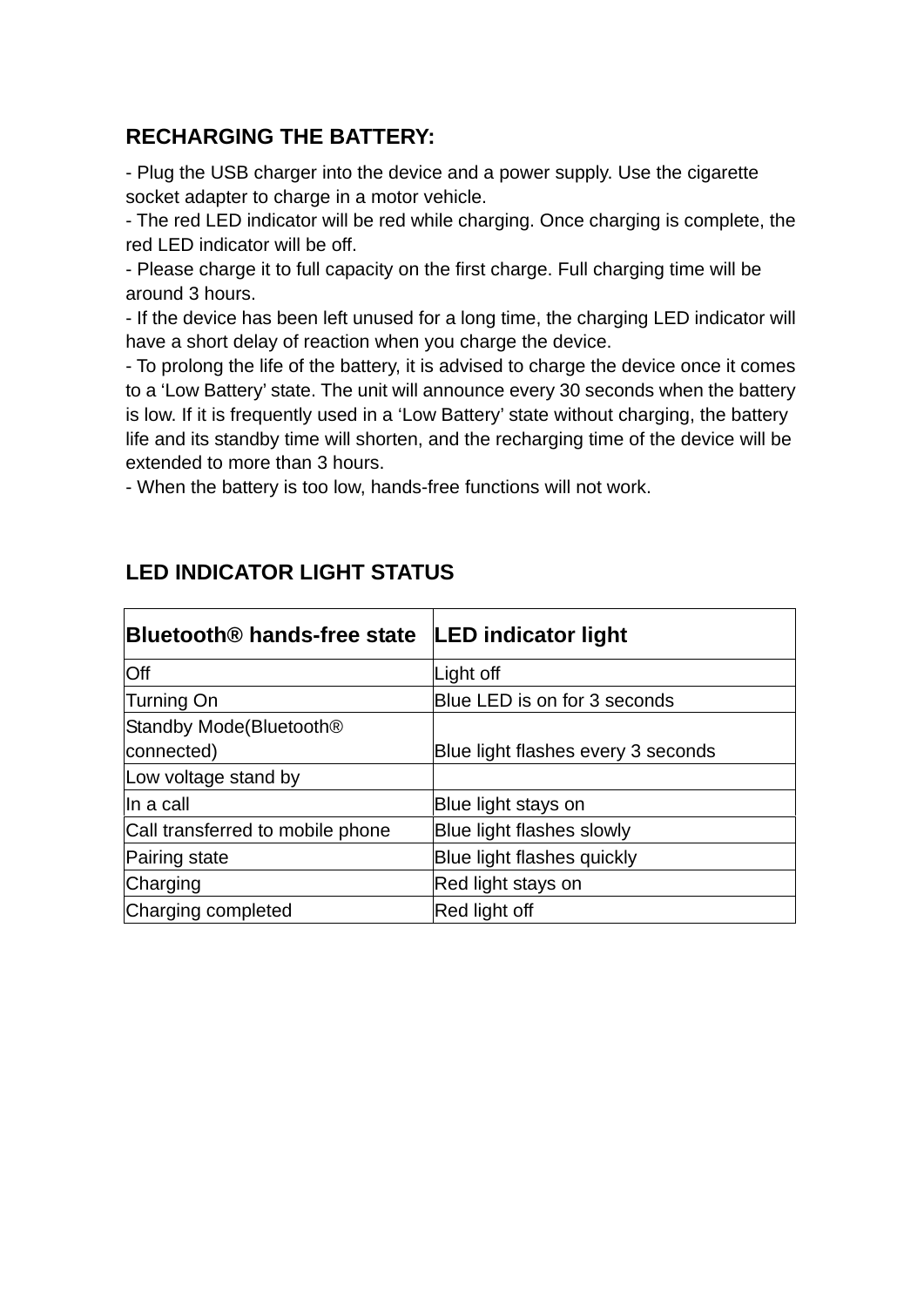## RECHARGING THE BATTERY:

- Plug the USB charger into the device and a power supply. Use the cigarette socket adapter to charge in a motor vehicle.
- The red LED indicator will be red while charging. Once charging is complete, the red LED indicator will be off.
- Please charge it to full capacity on the first charge. Full charging time will be around 3 hours.
- If the device has been left unused for a long time, the charging LED indicator will have a short delay of reaction when you charge the device.
- To prolong the life of the battery, it is advised to charge the device once it comes to a 'Low Battery' state. The unit will announce every 30 seconds when the battery is low. If it is frequently used in a 'Low Battery' state without charging, the battery life and its standby time will shorten, and the recharging time of the device will be extended to more than 3 hours.
- When the battery is too low, hands-free functions will not work.

## LED INDICATOR LIGHT STATUS

| Bluetooth® hands-free state | LED indicator light |
| --- | --- |
| Off | Light off |
| Turning On | Blue LED is on for 3 seconds |
| Standby Mode(Bluetooth® connected) | Blue light flashes every 3 seconds |
| Low voltage stand by | |
| In a call | Blue light stays on |
| Call transferred to mobile phone | Blue light flashes slowly |
| Pairing state | Blue light flashes quickly |
| Charging | Red light stays on |
| Charging completed | Red light off |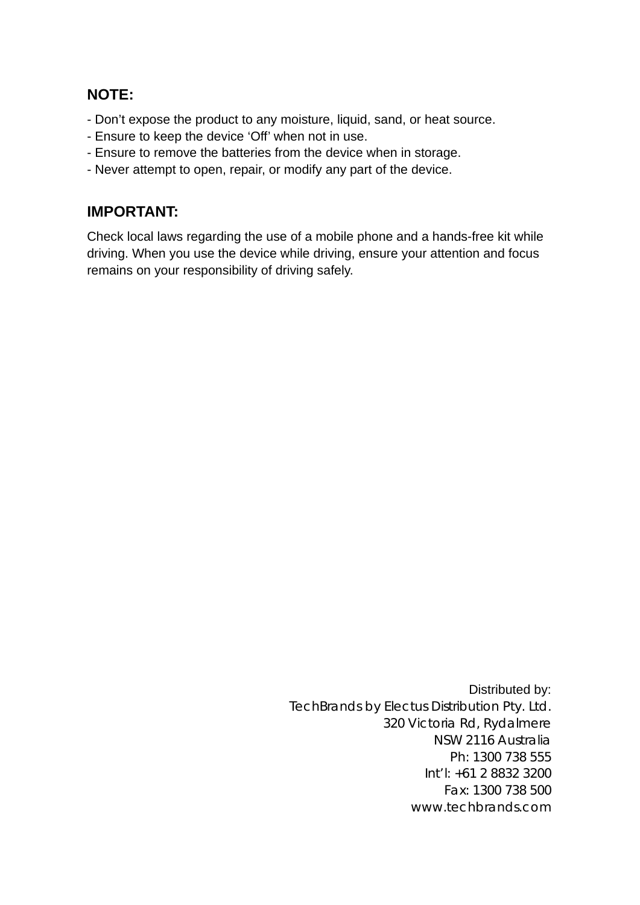## NOTE:

- Don’t expose the product to any moisture, liquid, sand, or heat source.
- Ensure to keep the device ‘Off’ when not in use.
- Ensure to remove the batteries from the device when in storage.
- Never attempt to open, repair, or modify any part of the device.

## IMPORTANT:

Check local laws regarding the use of a mobile phone and a hands-free kit while driving. When you use the device while driving, ensure your attention and focus remains on your responsibility of driving safely.

Distributed by:
TechBrands by Electus Distribution Pty. Ltd.
320 Victoria Rd, Rydalmere
NSW 2116 Australia
Ph: 1300 738 555
Int’l: +61 2 8832 3200
Fax: 1300 738 500
www.techbrands.com